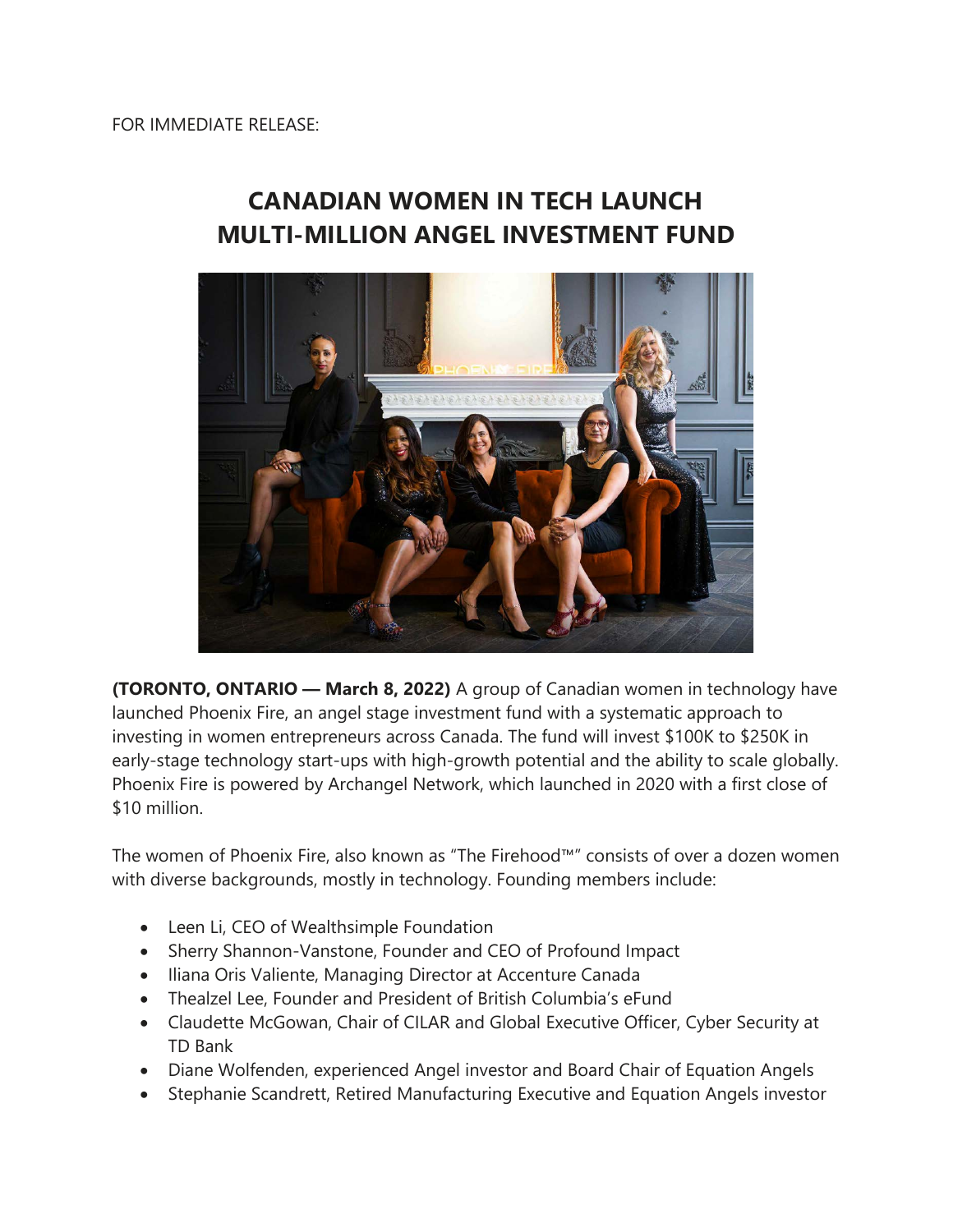FOR IMMEDIATE RELEASE:

# CANADIAN WOMEN IN TECH LAUNCH MULTI-MILLION ANGEL INVESTMENT FUND

**(TORONTO, ONTARIO — March 8, 2022)** A group of Canadian women in technology have launched Phoenix Fire, an angel stage investment fund with a systematic approach to investing in women entrepreneurs across Canada. The fund will invest $100K to $250K in early-stage technology start-ups with high-growth potential and the ability to scale globally. Phoenix Fire is powered by Archangel Network, which launched in 2020 with a first close of $10 million.

The women of Phoenix Fire, also known as "The Firehood™" consists of over a dozen women with diverse backgrounds, mostly in technology. Founding members include:

- Leen Li, CEO of Wealthsimple Foundation
- Sherry Shannon-Vanstone, Founder and CEO of Profound Impact
- Iliana Oris Valiente, Managing Director at Accenture Canada
- Thealzel Lee, Founder and President of British Columbia's eFund
- Claudette McGowan, Chair of CILAR and Global Executive Officer, Cyber Security at TD Bank
- Diane Wolfenden, experienced Angel investor and Board Chair of Equation Angels
- Stephanie Scandrett, Retired Manufacturing Executive and Equation Angels investor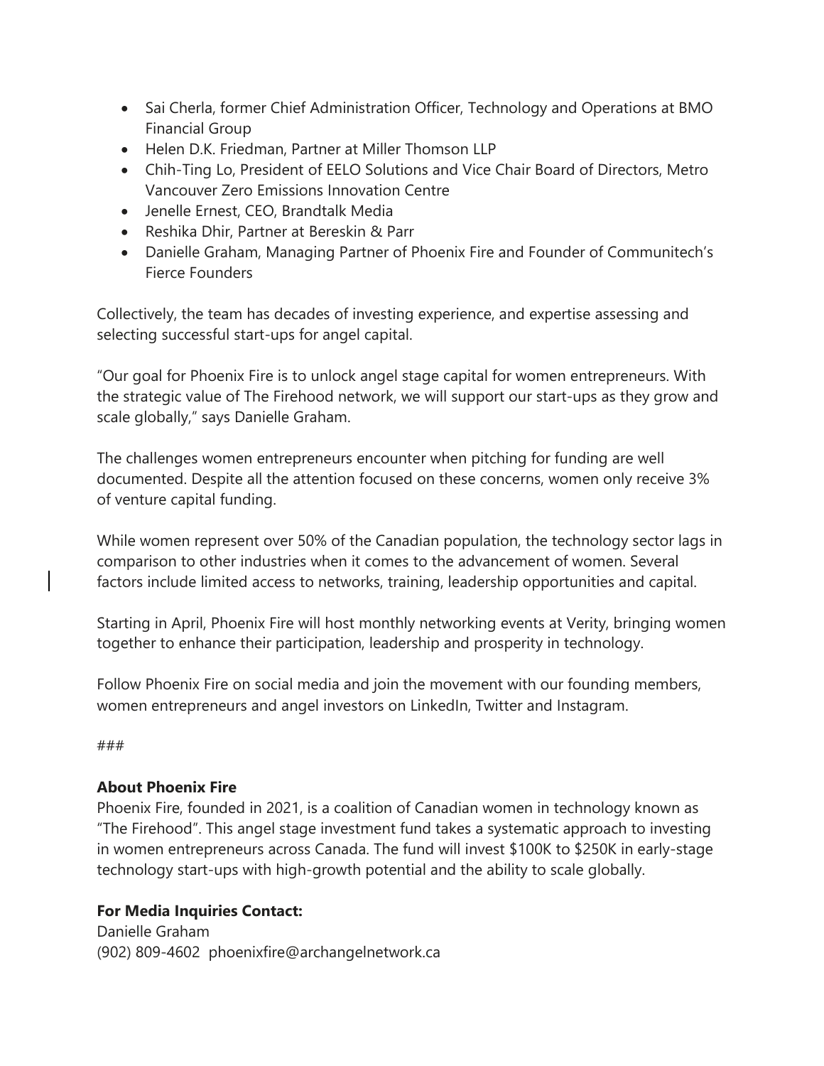- Sai Cherla, former Chief Administration Officer, Technology and Operations at BMO Financial Group
- Helen D.K. Friedman, Partner at Miller Thomson LLP
- Chih-Ting Lo, President of EELO Solutions and Vice Chair Board of Directors, Metro Vancouver Zero Emissions Innovation Centre
- Jenelle Ernest, CEO, Brandtalk Media
- Reshika Dhir, Partner at Bereskin & Parr
- Danielle Graham, Managing Partner of Phoenix Fire and Founder of Communitech's Fierce Founders

Collectively, the team has decades of investing experience, and expertise assessing and selecting successful start-ups for angel capital.

"Our goal for Phoenix Fire is to unlock angel stage capital for women entrepreneurs. With the strategic value of The Firehood network, we will support our start-ups as they grow and scale globally," says Danielle Graham.

The challenges women entrepreneurs encounter when pitching for funding are well documented. Despite all the attention focused on these concerns, women only receive 3% of venture capital funding.

While women represent over 50% of the Canadian population, the technology sector lags in comparison to other industries when it comes to the advancement of women. Several factors include limited access to networks, training, leadership opportunities and capital.

Starting in April, Phoenix Fire will host monthly networking events at Verity, bringing women together to enhance their participation, leadership and prosperity in technology.

Follow Phoenix Fire on social media and join the movement with our founding members, women entrepreneurs and angel investors on LinkedIn, Twitter and Instagram.

###

**About Phoenix Fire**
Phoenix Fire, founded in 2021, is a coalition of Canadian women in technology known as "The Firehood". This angel stage investment fund takes a systematic approach to investing in women entrepreneurs across Canada. The fund will invest $100K to $250K in early-stage technology start-ups with high-growth potential and the ability to scale globally.

**For Media Inquiries Contact:**
Danielle Graham
(902) 809-4602 phoenixfire@archangelnetwork.ca